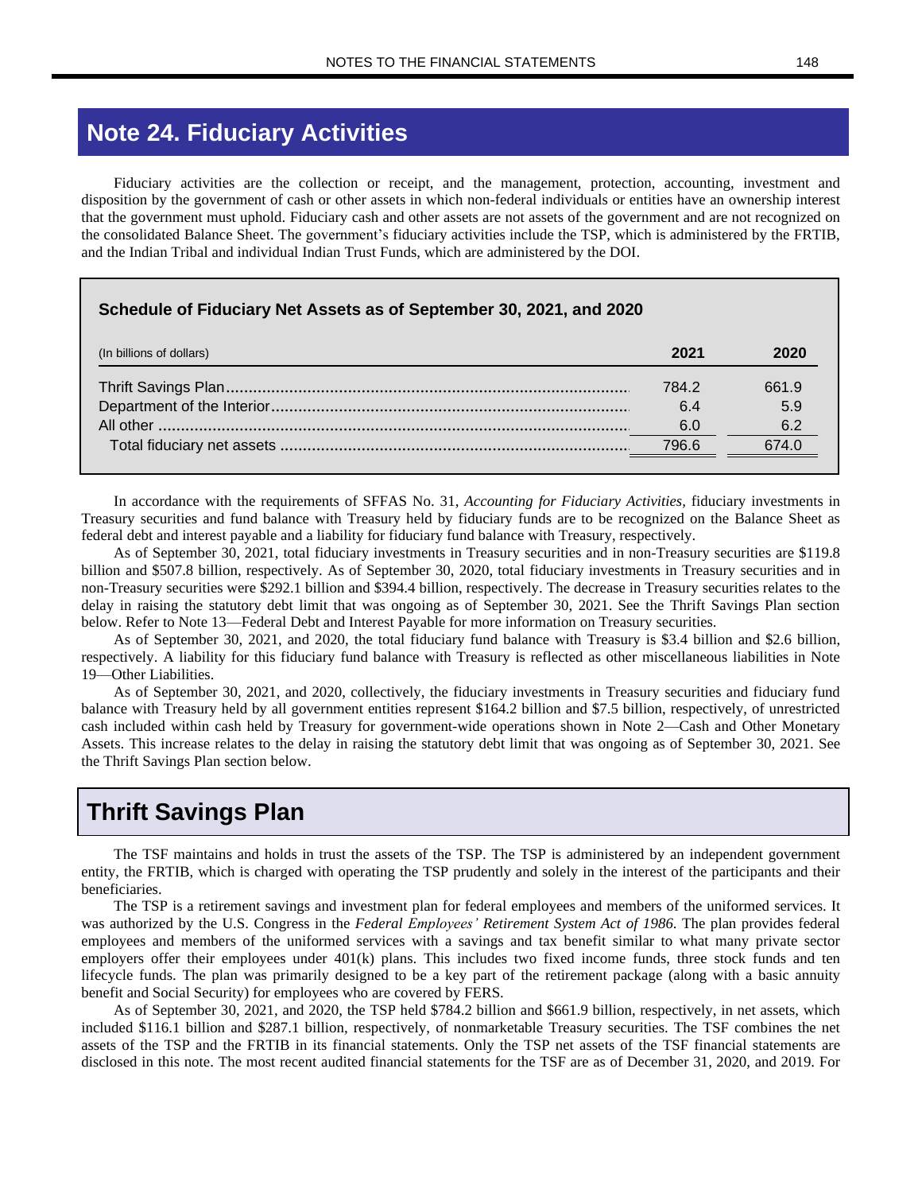# Note 24. Fiduciary Activities

Fiduciary activities are the collection or receipt, and the management, protection, accounting, investment and disposition by the government of cash or other assets in which non-federal individuals or entities have an ownership interest that the government must uphold. Fiduciary cash and other assets are not assets of the government and are not recognized on the consolidated Balance Sheet. The government's fiduciary activities include the TSP, which is administered by the FRTIB, and the Indian Tribal and individual Indian Trust Funds, which are administered by the DOI.

**Schedule of Fiduciary Net Assets as of September 30, 2021, and 2020**

| (In billions of dollars) | 2021 | 2020 |
|---|---|---|
| Thrift Savings Plan | 784.2 | 661.9 |
| Department of the Interior | 6.4 | 5.9 |
| All other | 6.0 | 6.2 |
| Total fiduciary net assets | 796.6 | 674.0 |

In accordance with the requirements of SFFAS No. 31, *Accounting for Fiduciary Activities,* fiduciary investments in Treasury securities and fund balance with Treasury held by fiduciary funds are to be recognized on the Balance Sheet as federal debt and interest payable and a liability for fiduciary fund balance with Treasury, respectively.

As of September 30, 2021, total fiduciary investments in Treasury securities and in non-Treasury securities are $119.8 billion and $507.8 billion, respectively. As of September 30, 2020, total fiduciary investments in Treasury securities and in non-Treasury securities were $292.1 billion and $394.4 billion, respectively. The decrease in Treasury securities relates to the delay in raising the statutory debt limit that was ongoing as of September 30, 2021. See the Thrift Savings Plan section below. Refer to Note 13—Federal Debt and Interest Payable for more information on Treasury securities.

As of September 30, 2021, and 2020, the total fiduciary fund balance with Treasury is $3.4 billion and $2.6 billion, respectively. A liability for this fiduciary fund balance with Treasury is reflected as other miscellaneous liabilities in Note 19—Other Liabilities.

As of September 30, 2021, and 2020, collectively, the fiduciary investments in Treasury securities and fiduciary fund balance with Treasury held by all government entities represent $164.2 billion and $7.5 billion, respectively, of unrestricted cash included within cash held by Treasury for government-wide operations shown in Note 2—Cash and Other Monetary Assets. This increase relates to the delay in raising the statutory debt limit that was ongoing as of September 30, 2021. See the Thrift Savings Plan section below.

## Thrift Savings Plan

The TSF maintains and holds in trust the assets of the TSP. The TSP is administered by an independent government entity, the FRTIB, which is charged with operating the TSP prudently and solely in the interest of the participants and their beneficiaries.

The TSP is a retirement savings and investment plan for federal employees and members of the uniformed services. It was authorized by the U.S. Congress in the *Federal Employees' Retirement System Act of 1986*. The plan provides federal employees and members of the uniformed services with a savings and tax benefit similar to what many private sector employers offer their employees under 401(k) plans. This includes two fixed income funds, three stock funds and ten lifecycle funds. The plan was primarily designed to be a key part of the retirement package (along with a basic annuity benefit and Social Security) for employees who are covered by FERS.

As of September 30, 2021, and 2020, the TSP held $784.2 billion and $661.9 billion, respectively, in net assets, which included $116.1 billion and $287.1 billion, respectively, of nonmarketable Treasury securities. The TSF combines the net assets of the TSP and the FRTIB in its financial statements. Only the TSP net assets of the TSF financial statements are disclosed in this note. The most recent audited financial statements for the TSF are as of December 31, 2020, and 2019. For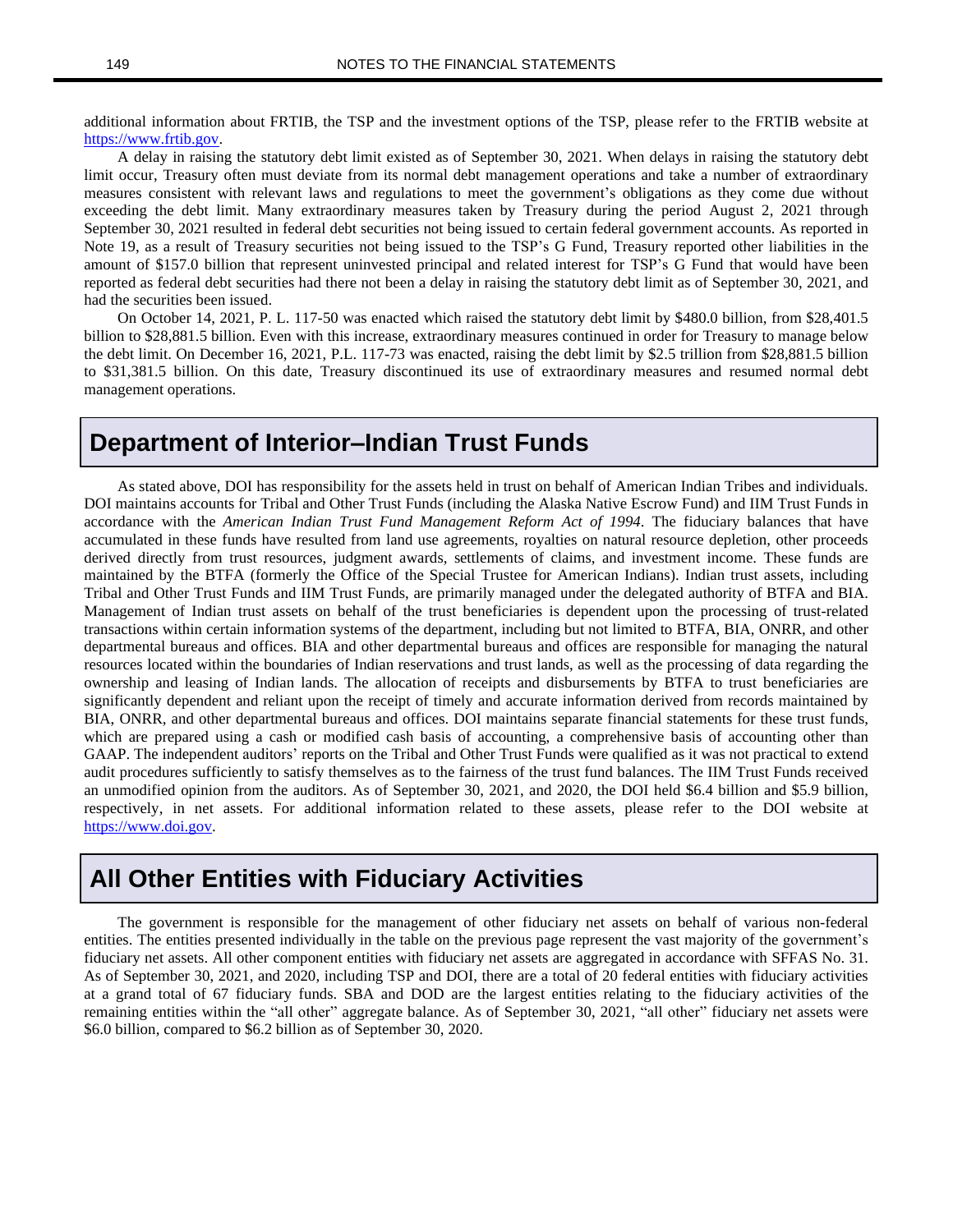additional information about FRTIB, the TSP and the investment options of the TSP, please refer to the FRTIB website at https://www.frtib.gov.

A delay in raising the statutory debt limit existed as of September 30, 2021. When delays in raising the statutory debt limit occur, Treasury often must deviate from its normal debt management operations and take a number of extraordinary measures consistent with relevant laws and regulations to meet the government's obligations as they come due without exceeding the debt limit. Many extraordinary measures taken by Treasury during the period August 2, 2021 through September 30, 2021 resulted in federal debt securities not being issued to certain federal government accounts. As reported in Note 19, as a result of Treasury securities not being issued to the TSP's G Fund, Treasury reported other liabilities in the amount of $157.0 billion that represent uninvested principal and related interest for TSP's G Fund that would have been reported as federal debt securities had there not been a delay in raising the statutory debt limit as of September 30, 2021, and had the securities been issued.

On October 14, 2021, P. L. 117-50 was enacted which raised the statutory debt limit by $480.0 billion, from $28,401.5 billion to $28,881.5 billion. Even with this increase, extraordinary measures continued in order for Treasury to manage below the debt limit. On December 16, 2021, P.L. 117-73 was enacted, raising the debt limit by $2.5 trillion from $28,881.5 billion to $31,381.5 billion. On this date, Treasury discontinued its use of extraordinary measures and resumed normal debt management operations.

## Department of Interior–Indian Trust Funds

As stated above, DOI has responsibility for the assets held in trust on behalf of American Indian Tribes and individuals. DOI maintains accounts for Tribal and Other Trust Funds (including the Alaska Native Escrow Fund) and IIM Trust Funds in accordance with the *American Indian Trust Fund Management Reform Act of 1994*. The fiduciary balances that have accumulated in these funds have resulted from land use agreements, royalties on natural resource depletion, other proceeds derived directly from trust resources, judgment awards, settlements of claims, and investment income. These funds are maintained by the BTFA (formerly the Office of the Special Trustee for American Indians). Indian trust assets, including Tribal and Other Trust Funds and IIM Trust Funds, are primarily managed under the delegated authority of BTFA and BIA. Management of Indian trust assets on behalf of the trust beneficiaries is dependent upon the processing of trust-related transactions within certain information systems of the department, including but not limited to BTFA, BIA, ONRR, and other departmental bureaus and offices. BIA and other departmental bureaus and offices are responsible for managing the natural resources located within the boundaries of Indian reservations and trust lands, as well as the processing of data regarding the ownership and leasing of Indian lands. The allocation of receipts and disbursements by BTFA to trust beneficiaries are significantly dependent and reliant upon the receipt of timely and accurate information derived from records maintained by BIA, ONRR, and other departmental bureaus and offices. DOI maintains separate financial statements for these trust funds, which are prepared using a cash or modified cash basis of accounting, a comprehensive basis of accounting other than GAAP. The independent auditors' reports on the Tribal and Other Trust Funds were qualified as it was not practical to extend audit procedures sufficiently to satisfy themselves as to the fairness of the trust fund balances. The IIM Trust Funds received an unmodified opinion from the auditors. As of September 30, 2021, and 2020, the DOI held $6.4 billion and $5.9 billion, respectively, in net assets. For additional information related to these assets, please refer to the DOI website at https://www.doi.gov.

## All Other Entities with Fiduciary Activities

The government is responsible for the management of other fiduciary net assets on behalf of various non-federal entities. The entities presented individually in the table on the previous page represent the vast majority of the government's fiduciary net assets. All other component entities with fiduciary net assets are aggregated in accordance with SFFAS No. 31. As of September 30, 2021, and 2020, including TSP and DOI, there are a total of 20 federal entities with fiduciary activities at a grand total of 67 fiduciary funds. SBA and DOD are the largest entities relating to the fiduciary activities of the remaining entities within the "all other" aggregate balance. As of September 30, 2021, "all other" fiduciary net assets were $6.0 billion, compared to $6.2 billion as of September 30, 2020.